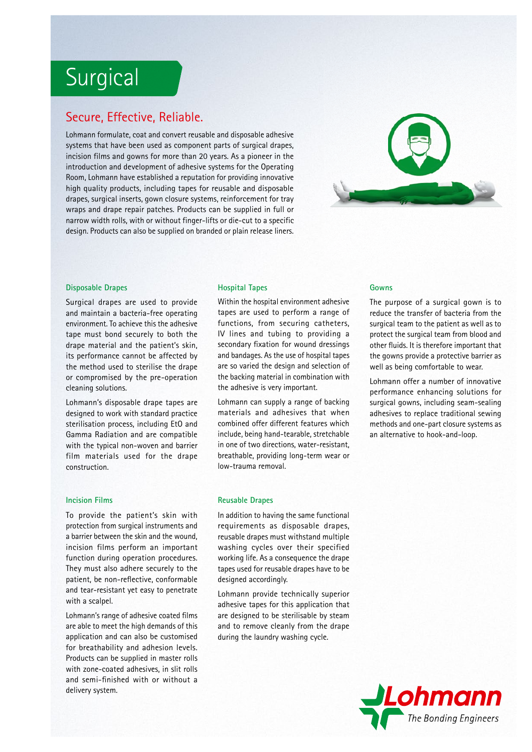# Surgical

## Secure, Effective, Reliable.

Lohmann formulate, coat and convert reusable and disposable adhesive systems that have been used as component parts of surgical drapes, incision films and gowns for more than 20 years. As a pioneer in the introduction and development of adhesive systems for the Operating Room, Lohmann have established a reputation for providing innovative high quality products, including tapes for reusable and disposable drapes, surgical inserts, gown closure systems, reinforcement for tray wraps and drape repair patches. Products can be supplied in full or narrow width rolls, with or without finger-lifts or die-cut to a specific design. Products can also be supplied on branded or plain release liners.

### Disposable Drapes

Surgical drapes are used to provide and maintain a bacteria-free operating environment. To achieve this the adhesive tape must bond securely to both the drape material and the patient's skin, its performance cannot be affected by the method used to sterilise the drape or compromised by the pre-operation cleaning solutions.

Lohmann's disposable drape tapes are designed to work with standard practice sterilisation process, including EtO and Gamma Radiation and are compatible with the typical non-woven and barrier film materials used for the drape construction.

### Incision Films

To provide the patient's skin with protection from surgical instruments and a barrier between the skin and the wound, incision films perform an important function during operation procedures. They must also adhere securely to the patient, be non-reflective, conformable and tear-resistant yet easy to penetrate with a scalpel.

Lohmann's range of adhesive coated films are able to meet the high demands of this application and can also be customised for breathability and adhesion levels. Products can be supplied in master rolls with zone-coated adhesives, in slit rolls and semi-finished with or without a delivery system.

### Hospital Tapes

Within the hospital environment adhesive tapes are used to perform a range of functions, from securing catheters, IV lines and tubing to providing a secondary fixation for wound dressings and bandages. As the use of hospital tapes are so varied the design and selection of the backing material in combination with the adhesive is very important.

Lohmann can supply a range of backing materials and adhesives that when combined offer different features which include, being hand-tearable, stretchable in one of two directions, water-resistant, breathable, providing long-term wear or low-trauma removal.

### Reusable Drapes

In addition to having the same functional requirements as disposable drapes, reusable drapes must withstand multiple washing cycles over their specified working life. As a consequence the drape tapes used for reusable drapes have to be designed accordingly.

Lohmann provide technically superior adhesive tapes for this application that are designed to be sterilisable by steam and to remove cleanly from the drape during the laundry washing cycle.

### Gowns

The purpose of a surgical gown is to reduce the transfer of bacteria from the surgical team to the patient as well as to protect the surgical team from blood and other fluids. It is therefore important that the gowns provide a protective barrier as well as being comfortable to wear.

Lohmann offer a number of innovative performance enhancing solutions for surgical gowns, including seam-sealing adhesives to replace traditional sewing methods and one-part closure systems as an alternative to hook-and-loop.

Lohmann
*The Bonding Engineers*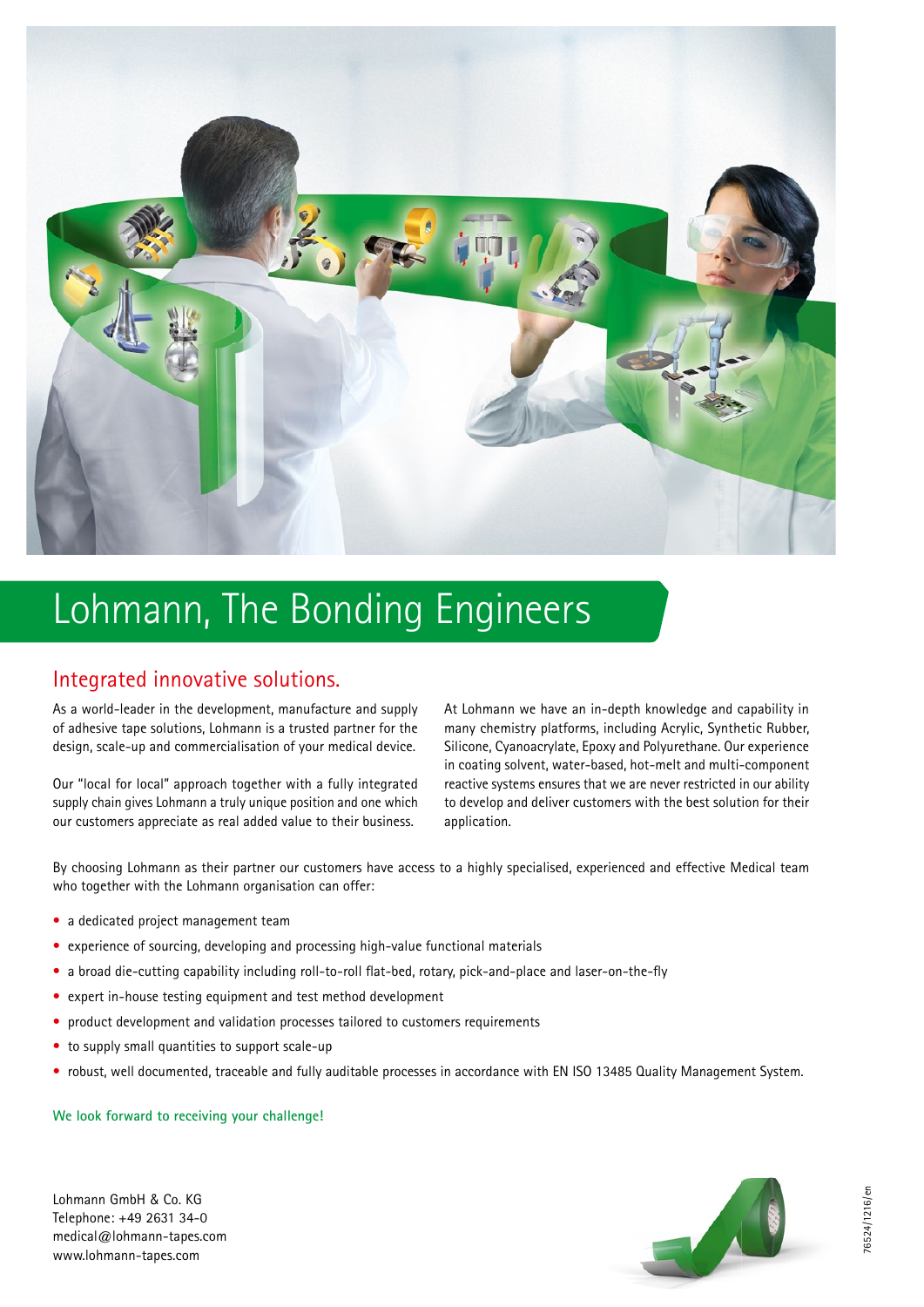# Lohmann, The Bonding Engineers

## Integrated innovative solutions.

As a world-leader in the development, manufacture and supply of adhesive tape solutions, Lohmann is a trusted partner for the design, scale-up and commercialisation of your medical device.

Our "local for local" approach together with a fully integrated supply chain gives Lohmann a truly unique position and one which our customers appreciate as real added value to their business.

At Lohmann we have an in-depth knowledge and capability in many chemistry platforms, including Acrylic, Synthetic Rubber, Silicone, Cyanoacrylate, Epoxy and Polyurethane. Our experience in coating solvent, water-based, hot-melt and multi-component reactive systems ensures that we are never restricted in our ability to develop and deliver customers with the best solution for their application.

By choosing Lohmann as their partner our customers have access to a highly specialised, experienced and effective Medical team who together with the Lohmann organisation can offer:

- a dedicated project management team
- experience of sourcing, developing and processing high-value functional materials
- a broad die-cutting capability including roll-to-roll flat-bed, rotary, pick-and-place and laser-on-the-fly
- expert in-house testing equipment and test method development
- product development and validation processes tailored to customers requirements
- to supply small quantities to support scale-up
- robust, well documented, traceable and fully auditable processes in accordance with EN ISO 13485 Quality Management System.

**We look forward to receiving your challenge!**

Lohmann GmbH & Co. KG
Telephone: +49 2631 34-0
medical@lohmann-tapes.com
www.lohmann-tapes.com

76524/1216/en